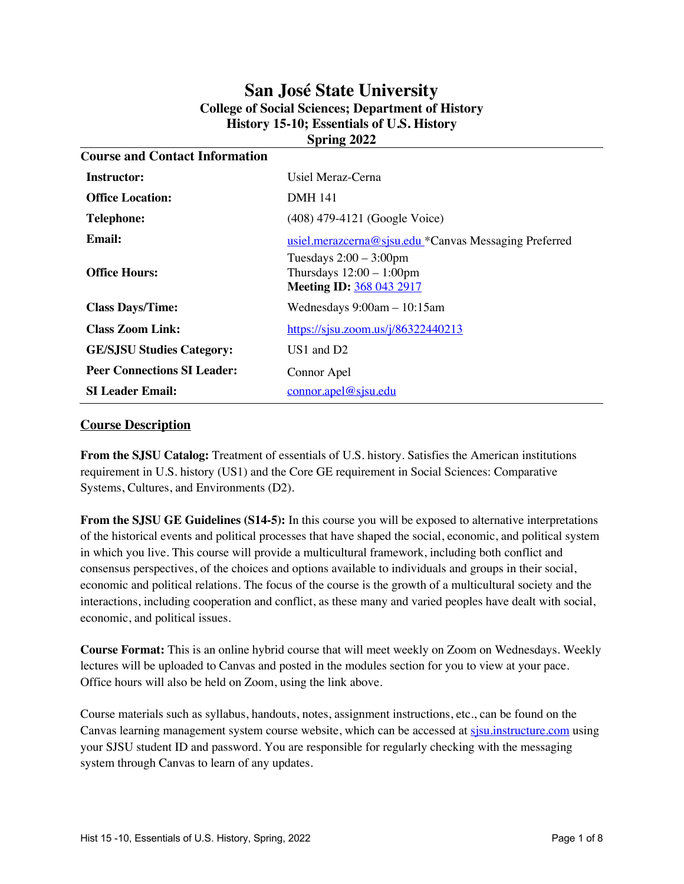# San José State University

## College of Social Sciences; Department of History
## History 15-10; Essentials of U.S. History
## Spring 2022

### Course and Contact Information

| | |
|---|---|
| **Instructor:** | Usiel Meraz-Cerna |
| **Office Location:** | DMH 141 |
| **Telephone:** | (408) 479-4121 (Google Voice) |
| **Email:** | usiel.merazcerna@sjsu.edu *Canvas Messaging Preferred |
| **Office Hours:** | Tuesdays 2:00 – 3:00pm<br>Thursdays 12:00 – 1:00pm<br>**Meeting ID:** 368 043 2917 |
| **Class Days/Time:** | Wednesdays 9:00am – 10:15am |
| **Class Zoom Link:** | https://sjsu.zoom.us/j/86322440213 |
| **GE/SJSU Studies Category:** | US1 and D2 |
| **Peer Connections SI Leader:** | Connor Apel |
| **SI Leader Email:** | connor.apel@sjsu.edu |

## Course Description

**From the SJSU Catalog:** Treatment of essentials of U.S. history. Satisfies the American institutions requirement in U.S. history (US1) and the Core GE requirement in Social Sciences: Comparative Systems, Cultures, and Environments (D2).

**From the SJSU GE Guidelines (S14-5):** In this course you will be exposed to alternative interpretations of the historical events and political processes that have shaped the social, economic, and political system in which you live. This course will provide a multicultural framework, including both conflict and consensus perspectives, of the choices and options available to individuals and groups in their social, economic and political relations. The focus of the course is the growth of a multicultural society and the interactions, including cooperation and conflict, as these many and varied peoples have dealt with social, economic, and political issues.

**Course Format:** This is an online hybrid course that will meet weekly on Zoom on Wednesdays. Weekly lectures will be uploaded to Canvas and posted in the modules section for you to view at your pace. Office hours will also be held on Zoom, using the link above.

Course materials such as syllabus, handouts, notes, assignment instructions, etc., can be found on the Canvas learning management system course website, which can be accessed at sjsu.instructure.com using your SJSU student ID and password. You are responsible for regularly checking with the messaging system through Canvas to learn of any updates.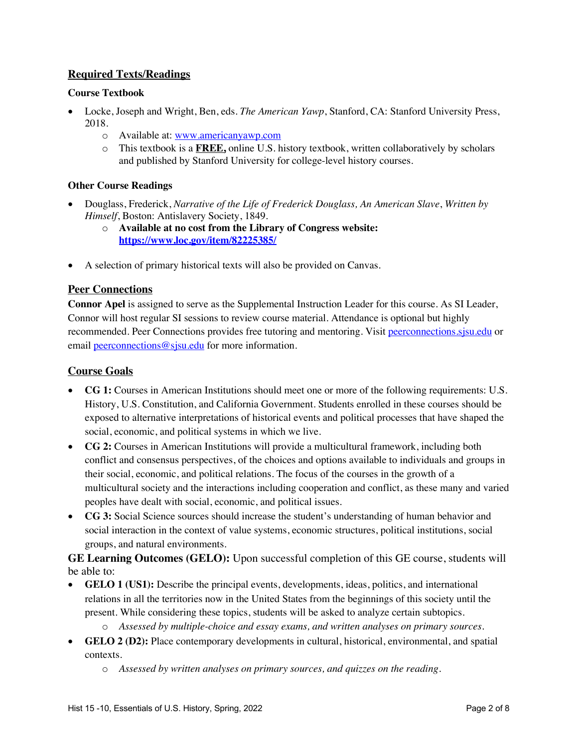## Required Texts/Readings

### Course Textbook

- Locke, Joseph and Wright, Ben, eds. *The American Yawp*, Stanford, CA: Stanford University Press, 2018.
    - Available at: [www.americanyawp.com](http://www.americanyawp.com)
    - This textbook is a **FREE,** online U.S. history textbook, written collaboratively by scholars and published by Stanford University for college-level history courses.

### Other Course Readings

- Douglass, Frederick, *Narrative of the Life of Frederick Douglass, An American Slave*, *Written by Himself*, Boston: Antislavery Society, 1849.
    - **Available at no cost from the Library of Congress website: [https://www.loc.gov/item/82225385/](https://www.loc.gov/item/82225385/)**
- A selection of primary historical texts will also be provided on Canvas.

## Peer Connections

**Connor Apel** is assigned to serve as the Supplemental Instruction Leader for this course. As SI Leader, Connor will host regular SI sessions to review course material. Attendance is optional but highly recommended. Peer Connections provides free tutoring and mentoring. Visit [peerconnections.sjsu.edu](http://peerconnections.sjsu.edu) or email [peerconnections@sjsu.edu](mailto:peerconnections@sjsu.edu) for more information.

## Course Goals

- **CG 1:** Courses in American Institutions should meet one or more of the following requirements: U.S. History, U.S. Constitution, and California Government. Students enrolled in these courses should be exposed to alternative interpretations of historical events and political processes that have shaped the social, economic, and political systems in which we live.
- **CG 2:** Courses in American Institutions will provide a multicultural framework, including both conflict and consensus perspectives, of the choices and options available to individuals and groups in their social, economic, and political relations. The focus of the courses in the growth of a multicultural society and the interactions including cooperation and conflict, as these many and varied peoples have dealt with social, economic, and political issues.
- **CG 3:** Social Science sources should increase the student's understanding of human behavior and social interaction in the context of value systems, economic structures, political institutions, social groups, and natural environments.

**GE Learning Outcomes (GELO):** Upon successful completion of this GE course, students will be able to:

- **GELO 1 (US1):** Describe the principal events, developments, ideas, politics, and international relations in all the territories now in the United States from the beginnings of this society until the present. While considering these topics, students will be asked to analyze certain subtopics.
    - *Assessed by multiple-choice and essay exams, and written analyses on primary sources.*
- **GELO 2 (D2):** Place contemporary developments in cultural, historical, environmental, and spatial contexts.
    - *Assessed by written analyses on primary sources, and quizzes on the reading.*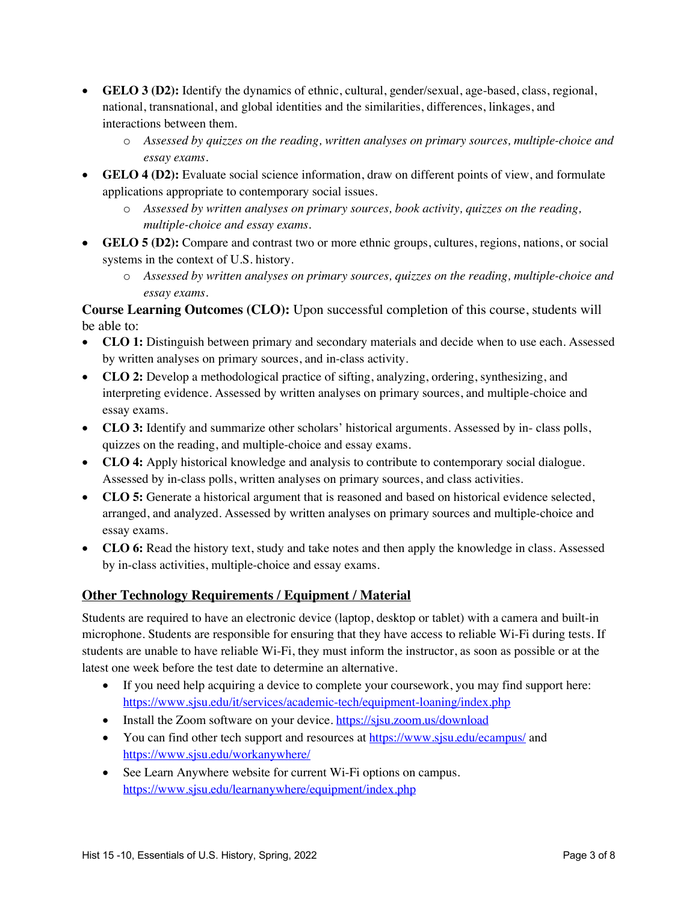- **GELO 3 (D2):** Identify the dynamics of ethnic, cultural, gender/sexual, age-based, class, regional, national, transnational, and global identities and the similarities, differences, linkages, and interactions between them.
    - *Assessed by quizzes on the reading, written analyses on primary sources, multiple-choice and essay exams.*
- **GELO 4 (D2):** Evaluate social science information, draw on different points of view, and formulate applications appropriate to contemporary social issues.
    - *Assessed by written analyses on primary sources, book activity, quizzes on the reading, multiple-choice and essay exams.*
- **GELO 5 (D2):** Compare and contrast two or more ethnic groups, cultures, regions, nations, or social systems in the context of U.S. history.
    - *Assessed by written analyses on primary sources, quizzes on the reading, multiple-choice and essay exams.*

**Course Learning Outcomes (CLO):** Upon successful completion of this course, students will be able to:

- **CLO 1:** Distinguish between primary and secondary materials and decide when to use each. Assessed by written analyses on primary sources, and in-class activity.
- **CLO 2:** Develop a methodological practice of sifting, analyzing, ordering, synthesizing, and interpreting evidence. Assessed by written analyses on primary sources, and multiple-choice and essay exams.
- **CLO 3:** Identify and summarize other scholars' historical arguments. Assessed by in- class polls, quizzes on the reading, and multiple-choice and essay exams.
- **CLO 4:** Apply historical knowledge and analysis to contribute to contemporary social dialogue. Assessed by in-class polls, written analyses on primary sources, and class activities.
- **CLO 5:** Generate a historical argument that is reasoned and based on historical evidence selected, arranged, and analyzed. Assessed by written analyses on primary sources and multiple-choice and essay exams.
- **CLO 6:** Read the history text, study and take notes and then apply the knowledge in class. Assessed by in-class activities, multiple-choice and essay exams.

## Other Technology Requirements / Equipment / Material

Students are required to have an electronic device (laptop, desktop or tablet) with a camera and built-in microphone. Students are responsible for ensuring that they have access to reliable Wi-Fi during tests. If students are unable to have reliable Wi-Fi, they must inform the instructor, as soon as possible or at the latest one week before the test date to determine an alternative.

- If you need help acquiring a device to complete your coursework, you may find support here: https://www.sjsu.edu/it/services/academic-tech/equipment-loaning/index.php
- Install the Zoom software on your device. https://sjsu.zoom.us/download
- You can find other tech support and resources at https://www.sjsu.edu/ecampus/ and https://www.sjsu.edu/workanywhere/
- See Learn Anywhere website for current Wi-Fi options on campus. https://www.sjsu.edu/learnanywhere/equipment/index.php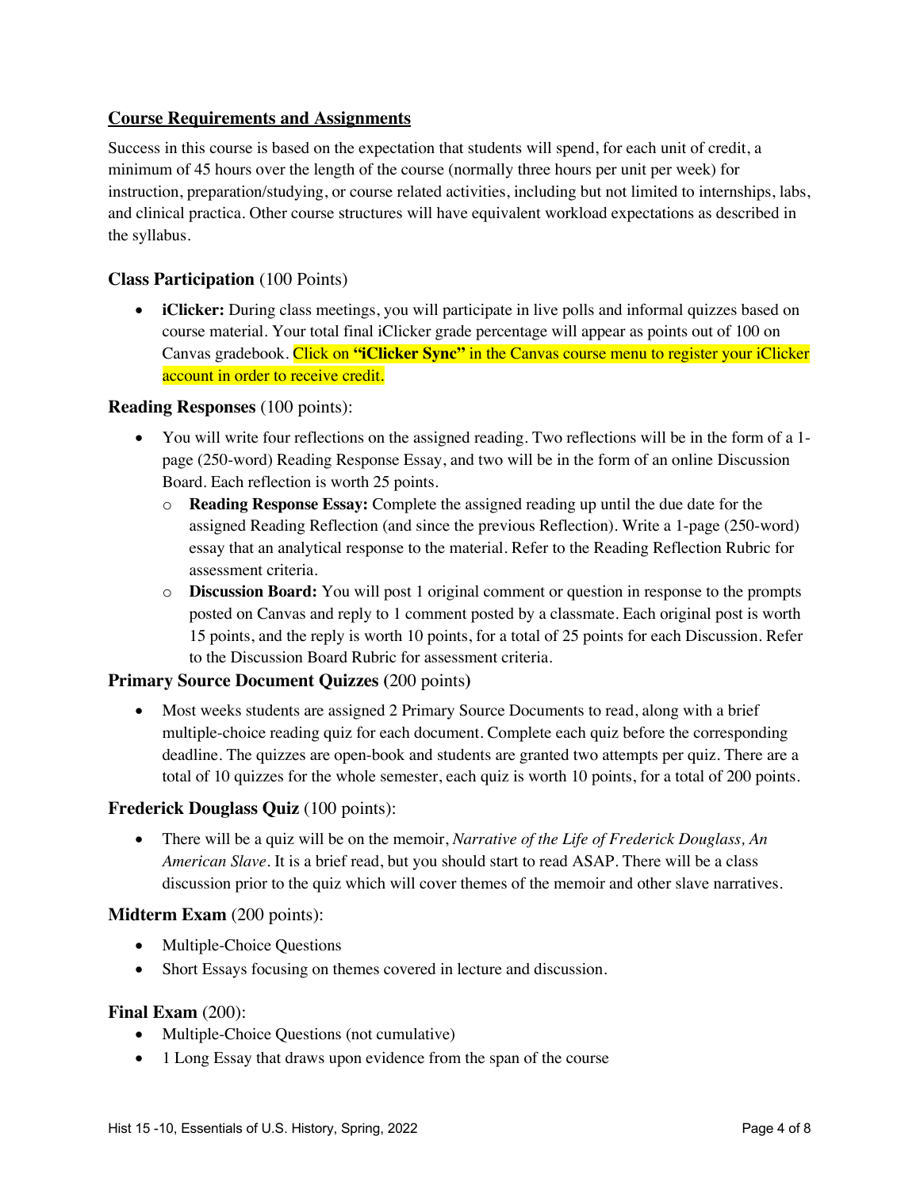## Course Requirements and Assignments

Success in this course is based on the expectation that students will spend, for each unit of credit, a minimum of 45 hours over the length of the course (normally three hours per unit per week) for instruction, preparation/studying, or course related activities, including but not limited to internships, labs, and clinical practica. Other course structures will have equivalent workload expectations as described in the syllabus.

### **Class Participation** (100 Points)

- **iClicker:** During class meetings, you will participate in live polls and informal quizzes based on course material. Your total final iClicker grade percentage will appear as points out of 100 on Canvas gradebook. Click on **"iClicker Sync"** in the Canvas course menu to register your iClicker account in order to receive credit.

### **Reading Responses** (100 points):

- You will write four reflections on the assigned reading. Two reflections will be in the form of a 1-page (250-word) Reading Response Essay, and two will be in the form of an online Discussion Board. Each reflection is worth 25 points.
  - **Reading Response Essay:** Complete the assigned reading up until the due date for the assigned Reading Reflection (and since the previous Reflection). Write a 1-page (250-word) essay that an analytical response to the material. Refer to the Reading Reflection Rubric for assessment criteria.
  - **Discussion Board:** You will post 1 original comment or question in response to the prompts posted on Canvas and reply to 1 comment posted by a classmate. Each original post is worth 15 points, and the reply is worth 10 points, for a total of 25 points for each Discussion. Refer to the Discussion Board Rubric for assessment criteria.

### **Primary Source Document Quizzes (**200 points**)**

- Most weeks students are assigned 2 Primary Source Documents to read, along with a brief multiple-choice reading quiz for each document. Complete each quiz before the corresponding deadline. The quizzes are open-book and students are granted two attempts per quiz. There are a total of 10 quizzes for the whole semester, each quiz is worth 10 points, for a total of 200 points.

### **Frederick Douglass Quiz** (100 points):

- There will be a quiz will be on the memoir, *Narrative of the Life of Frederick Douglass, An American Slave*. It is a brief read, but you should start to read ASAP. There will be a class discussion prior to the quiz which will cover themes of the memoir and other slave narratives.

### **Midterm Exam** (200 points):

- Multiple-Choice Questions
- Short Essays focusing on themes covered in lecture and discussion.

### **Final Exam** (200):

- Multiple-Choice Questions (not cumulative)
- 1 Long Essay that draws upon evidence from the span of the course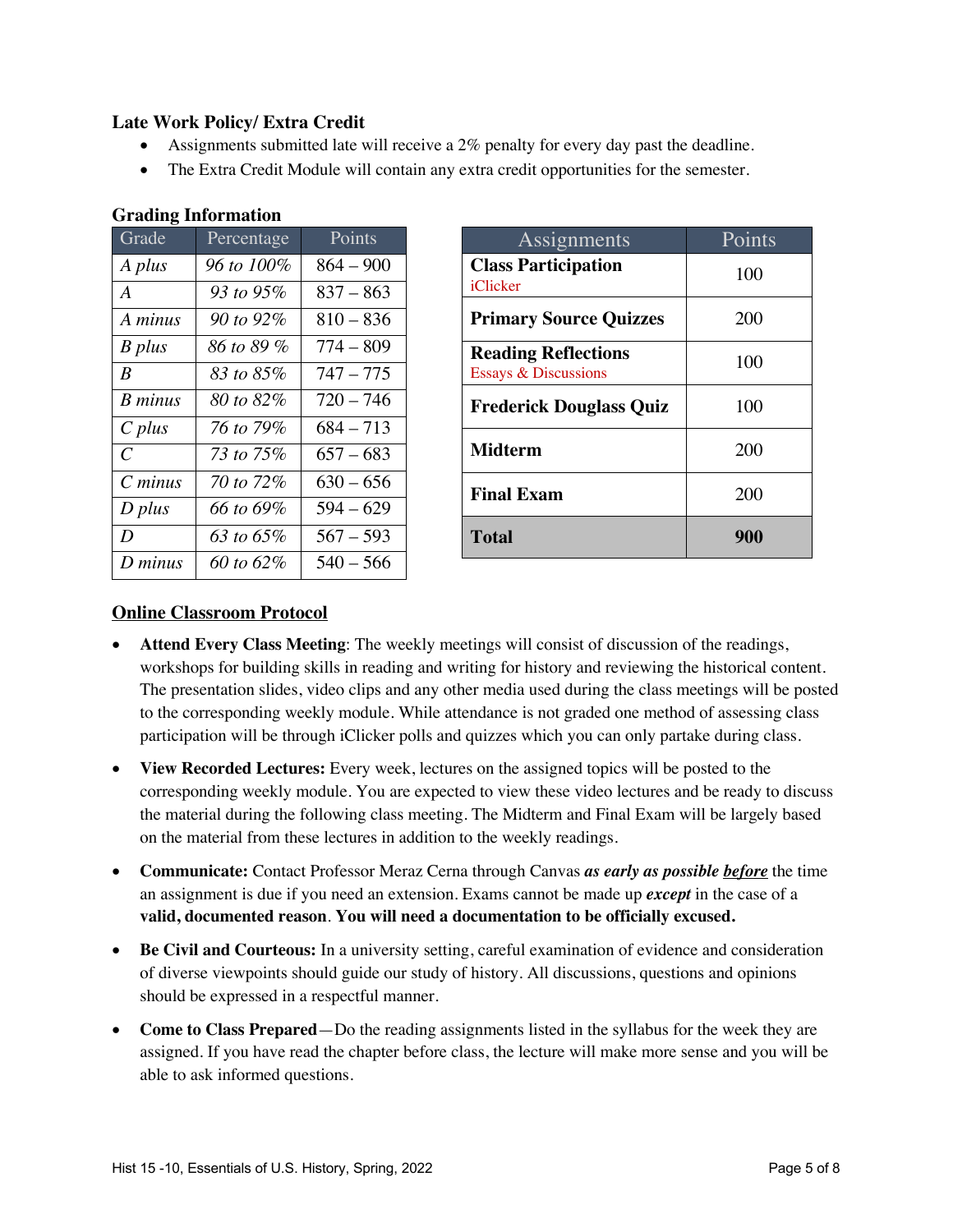**Late Work Policy/ Extra Credit**

- Assignments submitted late will receive a 2% penalty for every day past the deadline.
- The Extra Credit Module will contain any extra credit opportunities for the semester.

**Grading Information**

| Grade | Percentage | Points |
|---|---|---|
| *A plus* | *96 to 100%* | 864 – 900 |
| *A* | *93 to 95%* | 837 – 863 |
| *A minus* | *90 to 92%* | 810 – 836 |
| *B plus* | *86 to 89 %* | 774 – 809 |
| *B* | *83 to 85%* | 747 – 775 |
| *B minus* | *80 to 82%* | 720 – 746 |
| *C plus* | *76 to 79%* | 684 – 713 |
| *C* | *73 to 75%* | 657 – 683 |
| *C minus* | *70 to 72%* | 630 – 656 |
| *D plus* | *66 to 69%* | 594 – 629 |
| *D* | *63 to 65%* | 567 – 593 |
| *D minus* | *60 to 62%* | 540 – 566 |

| Assignments | Points |
|---|---|
| **Class Participation** iClicker | 100 |
| **Primary Source Quizzes** | 200 |
| **Reading Reflections** Essays & Discussions | 100 |
| **Frederick Douglass Quiz** | 100 |
| **Midterm** | 200 |
| **Final Exam** | 200 |
| **Total** | **900** |

## Online Classroom Protocol

- **Attend Every Class Meeting**: The weekly meetings will consist of discussion of the readings, workshops for building skills in reading and writing for history and reviewing the historical content. The presentation slides, video clips and any other media used during the class meetings will be posted to the corresponding weekly module. While attendance is not graded one method of assessing class participation will be through iClicker polls and quizzes which you can only partake during class.
- **View Recorded Lectures:** Every week, lectures on the assigned topics will be posted to the corresponding weekly module. You are expected to view these video lectures and be ready to discuss the material during the following class meeting. The Midterm and Final Exam will be largely based on the material from these lectures in addition to the weekly readings.
- **Communicate:** Contact Professor Meraz Cerna through Canvas ***as early as possible before*** the time an assignment is due if you need an extension. Exams cannot be made up ***except*** in the case of a **valid, documented reason**. **You will need a documentation to be officially excused.**
- **Be Civil and Courteous:** In a university setting, careful examination of evidence and consideration of diverse viewpoints should guide our study of history. All discussions, questions and opinions should be expressed in a respectful manner.
- **Come to Class Prepared**—Do the reading assignments listed in the syllabus for the week they are assigned. If you have read the chapter before class, the lecture will make more sense and you will be able to ask informed questions.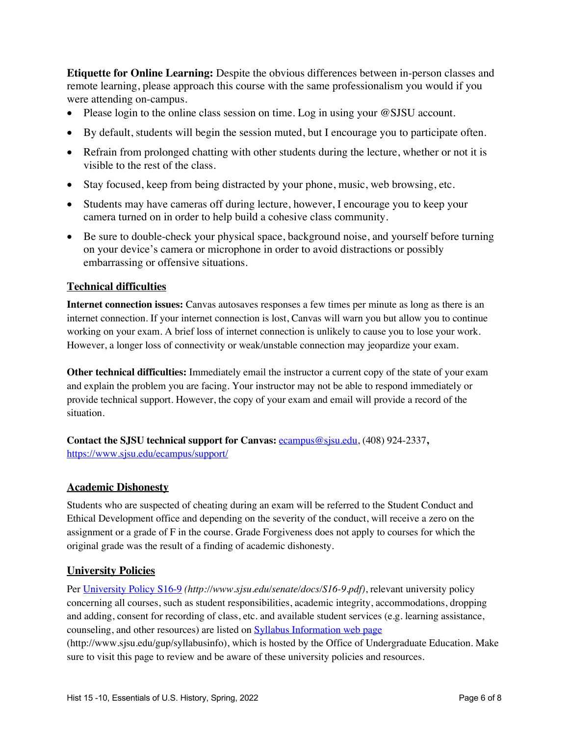**Etiquette for Online Learning:** Despite the obvious differences between in-person classes and remote learning, please approach this course with the same professionalism you would if you were attending on-campus.

- Please login to the online class session on time. Log in using your @SJSU account.
- By default, students will begin the session muted, but I encourage you to participate often.
- Refrain from prolonged chatting with other students during the lecture, whether or not it is visible to the rest of the class.
- Stay focused, keep from being distracted by your phone, music, web browsing, etc.
- Students may have cameras off during lecture, however, I encourage you to keep your camera turned on in order to help build a cohesive class community.
- Be sure to double-check your physical space, background noise, and yourself before turning on your device's camera or microphone in order to avoid distractions or possibly embarrassing or offensive situations.

## Technical difficulties

**Internet connection issues:** Canvas autosaves responses a few times per minute as long as there is an internet connection. If your internet connection is lost, Canvas will warn you but allow you to continue working on your exam. A brief loss of internet connection is unlikely to cause you to lose your work. However, a longer loss of connectivity or weak/unstable connection may jeopardize your exam.

**Other technical difficulties:** Immediately email the instructor a current copy of the state of your exam and explain the problem you are facing. Your instructor may not be able to respond immediately or provide technical support. However, the copy of your exam and email will provide a record of the situation.

**Contact the SJSU technical support for Canvas:** ecampus@sjsu.edu, (408) 924-2337**,** https://www.sjsu.edu/ecampus/support/

## Academic Dishonesty

Students who are suspected of cheating during an exam will be referred to the Student Conduct and Ethical Development office and depending on the severity of the conduct, will receive a zero on the assignment or a grade of F in the course. Grade Forgiveness does not apply to courses for which the original grade was the result of a finding of academic dishonesty.

## University Policies

Per University Policy S16-9 *(http://www.sjsu.edu/senate/docs/S16-9.pdf)*, relevant university policy concerning all courses, such as student responsibilities, academic integrity, accommodations, dropping and adding, consent for recording of class, etc. and available student services (e.g. learning assistance, counseling, and other resources) are listed on Syllabus Information web page (http://www.sjsu.edu/gup/syllabusinfo), which is hosted by the Office of Undergraduate Education. Make sure to visit this page to review and be aware of these university policies and resources.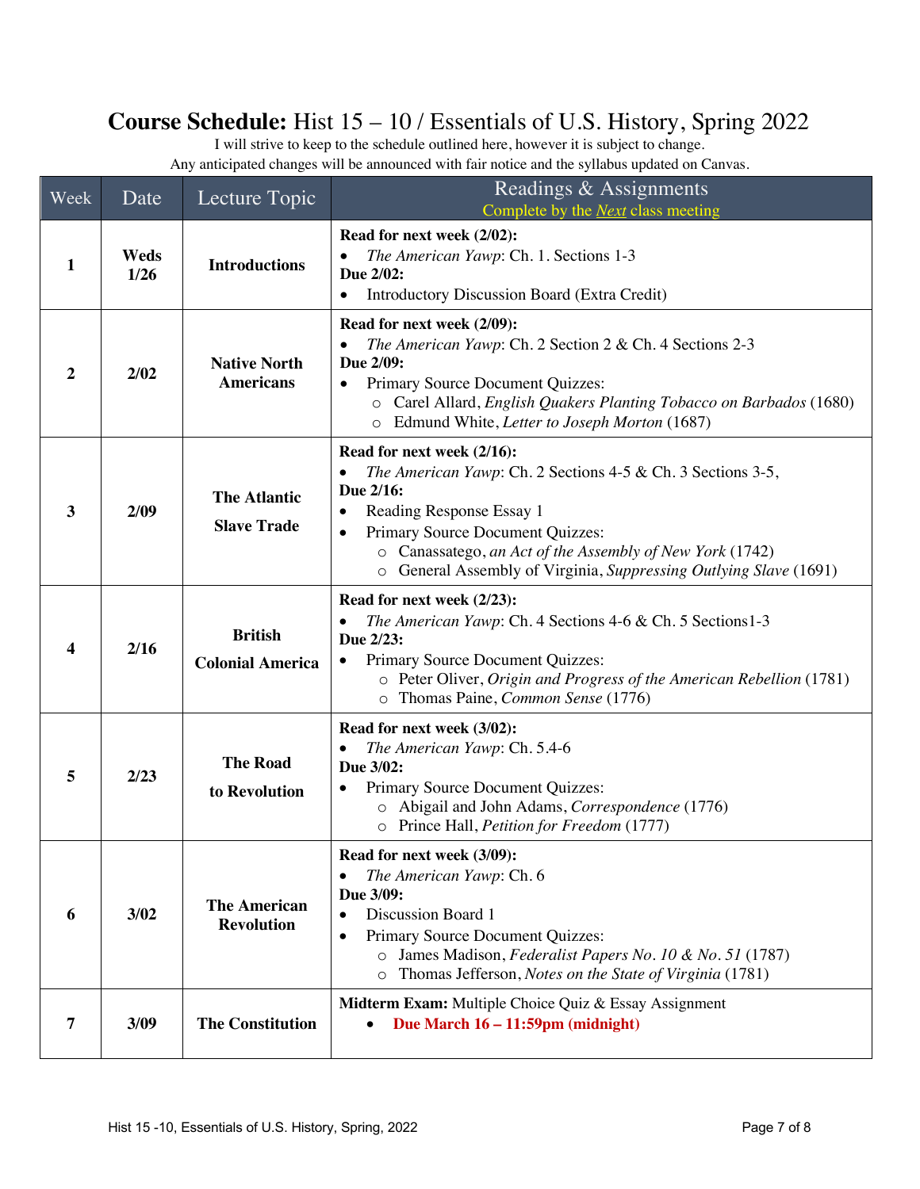# **Course Schedule:** Hist 15 – 10 / Essentials of U.S. History, Spring 2022

I will strive to keep to the schedule outlined here, however it is subject to change.
Any anticipated changes will be announced with fair notice and the syllabus updated on Canvas.

| Week | Date | Lecture Topic | Readings & Assignments<br>Complete by the *Next* class meeting |
|---|---|---|---|
| **1** | **Weds 1/26** | **Introductions** | **Read for next week (2/02):**<br>• *The American Yawp*: Ch. 1. Sections 1-3<br>**Due 2/02:**<br>• Introductory Discussion Board (Extra Credit) |
| **2** | **2/02** | **Native North Americans** | **Read for next week (2/09):**<br>• *The American Yawp*: Ch. 2 Section 2 & Ch. 4 Sections 2-3<br>**Due 2/09:**<br>• Primary Source Document Quizzes:<br>○ Carel Allard, *English Quakers Planting Tobacco on Barbados* (1680)<br>○ Edmund White, *Letter to Joseph Morton* (1687) |
| **3** | **2/09** | **The Atlantic Slave Trade** | **Read for next week (2/16):**<br>• *The American Yawp*: Ch. 2 Sections 4-5 & Ch. 3 Sections 3-5,<br>**Due 2/16:**<br>• Reading Response Essay 1<br>• Primary Source Document Quizzes:<br>○ Canassatego, *an Act of the Assembly of New York* (1742)<br>○ General Assembly of Virginia, *Suppressing Outlying Slave* (1691) |
| **4** | **2/16** | **British Colonial America** | **Read for next week (2/23):**<br>• *The American Yawp*: Ch. 4 Sections 4-6 & Ch. 5 Sections1-3<br>**Due 2/23:**<br>• Primary Source Document Quizzes:<br>○ Peter Oliver, *Origin and Progress of the American Rebellion* (1781)<br>○ Thomas Paine, *Common Sense* (1776) |
| **5** | **2/23** | **The Road to Revolution** | **Read for next week (3/02):**<br>• *The American Yawp*: Ch. 5.4-6<br>**Due 3/02:**<br>• Primary Source Document Quizzes:<br>○ Abigail and John Adams, *Correspondence* (1776)<br>○ Prince Hall, *Petition for Freedom* (1777) |
| **6** | **3/02** | **The American Revolution** | **Read for next week (3/09):**<br>• *The American Yawp*: Ch. 6<br>**Due 3/09:**<br>• Discussion Board 1<br>• Primary Source Document Quizzes:<br>○ James Madison, *Federalist Papers No. 10 & No. 51* (1787)<br>○ Thomas Jefferson, *Notes on the State of Virginia* (1781) |
| **7** | **3/09** | **The Constitution** | **Midterm Exam:** Multiple Choice Quiz & Essay Assignment<br>• **Due March 16 – 11:59pm (midnight)** |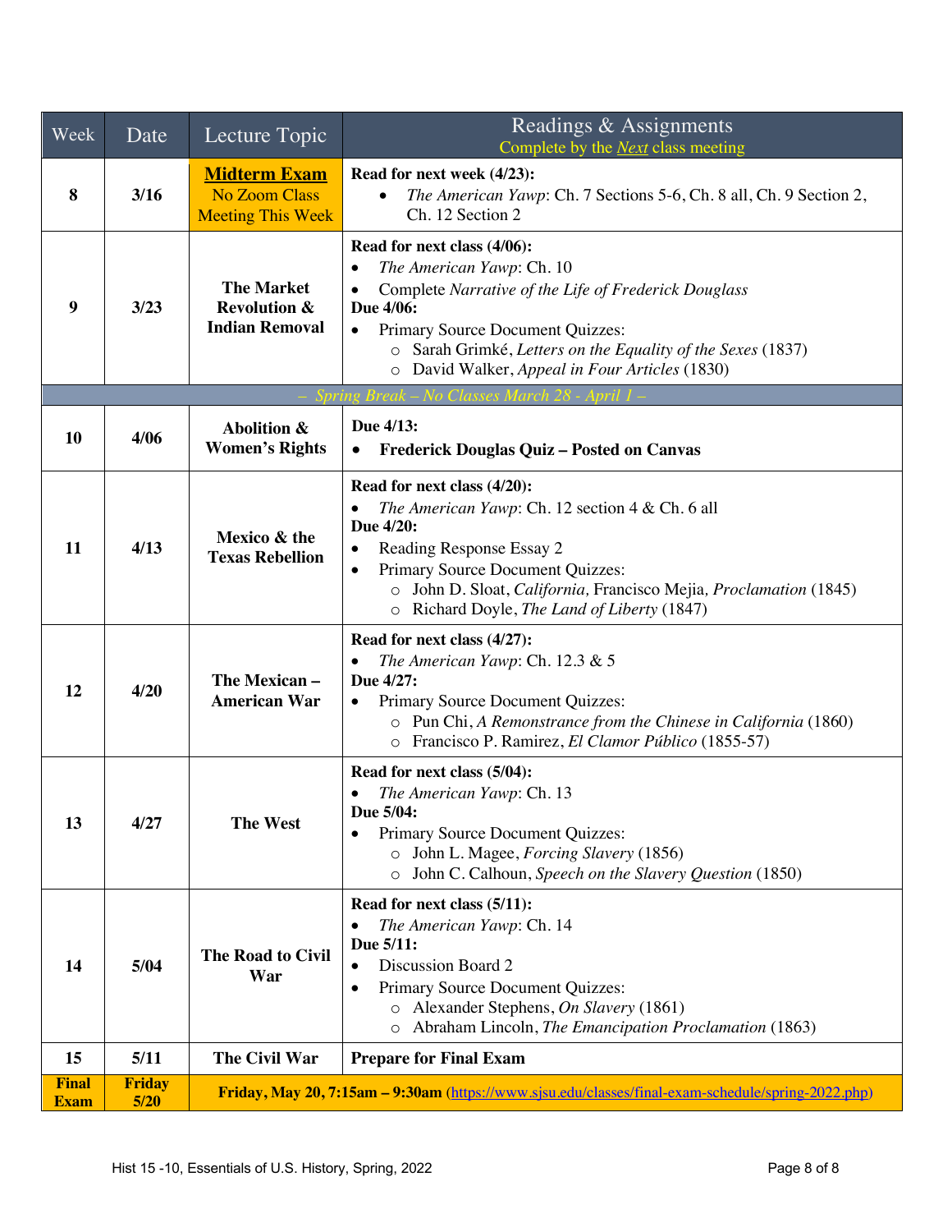| Week | Date | Lecture Topic | Readings & Assignments<br>Complete by the *Next* class meeting |
| --- | --- | --- | --- |
| 8 | 3/16 | **Midterm Exam**<br>No Zoom Class Meeting This Week | **Read for next week (4/23):**<br>• *The American Yawp*: Ch. 7 Sections 5-6, Ch. 8 all, Ch. 9 Section 2, Ch. 12 Section 2 |
| 9 | 3/23 | **The Market Revolution & Indian Removal** | **Read for next class (4/06):**<br>• *The American Yawp*: Ch. 10<br>• Complete *Narrative of the Life of Frederick Douglass*<br>**Due 4/06:**<br>• Primary Source Document Quizzes:<br>○ Sarah Grimké, *Letters on the Equality of the Sexes* (1837)<br>○ David Walker, *Appeal in Four Articles* (1830) |
| – *Spring Break – No Classes March 28 - April 1* – | | | |
| 10 | 4/06 | **Abolition & Women's Rights** | **Due 4/13:**<br>• **Frederick Douglas Quiz – Posted on Canvas** |
| 11 | 4/13 | **Mexico & the Texas Rebellion** | **Read for next class (4/20):**<br>• *The American Yawp*: Ch. 12 section 4 & Ch. 6 all<br>**Due 4/20:**<br>• Reading Response Essay 2<br>• Primary Source Document Quizzes:<br>○ John D. Sloat, *California,* Francisco Mejia*, Proclamation* (1845)<br>○ Richard Doyle, *The Land of Liberty* (1847) |
| 12 | 4/20 | **The Mexican – American War** | **Read for next class (4/27):**<br>• *The American Yawp*: Ch. 12.3 & 5<br>**Due 4/27:**<br>• Primary Source Document Quizzes:<br>○ Pun Chi, *A Remonstrance from the Chinese in California* (1860)<br>○ Francisco P. Ramirez, *El Clamor Público* (1855-57) |
| 13 | 4/27 | **The West** | **Read for next class (5/04):**<br>• *The American Yawp*: Ch. 13<br>**Due 5/04:**<br>• Primary Source Document Quizzes:<br>○ John L. Magee, *Forcing Slavery* (1856)<br>○ John C. Calhoun, *Speech on the Slavery Question* (1850) |
| 14 | 5/04 | **The Road to Civil War** | **Read for next class (5/11):**<br>• *The American Yawp*: Ch. 14<br>**Due 5/11:**<br>• Discussion Board 2<br>• Primary Source Document Quizzes:<br>○ Alexander Stephens, *On Slavery* (1861)<br>○ Abraham Lincoln, *The Emancipation Proclamation* (1863) |
| 15 | 5/11 | **The Civil War** | **Prepare for Final Exam** |
| **Final Exam** | **Friday 5/20** | **Friday, May 20, 7:15am – 9:30am** (https://www.sjsu.edu/classes/final-exam-schedule/spring-2022.php) | |